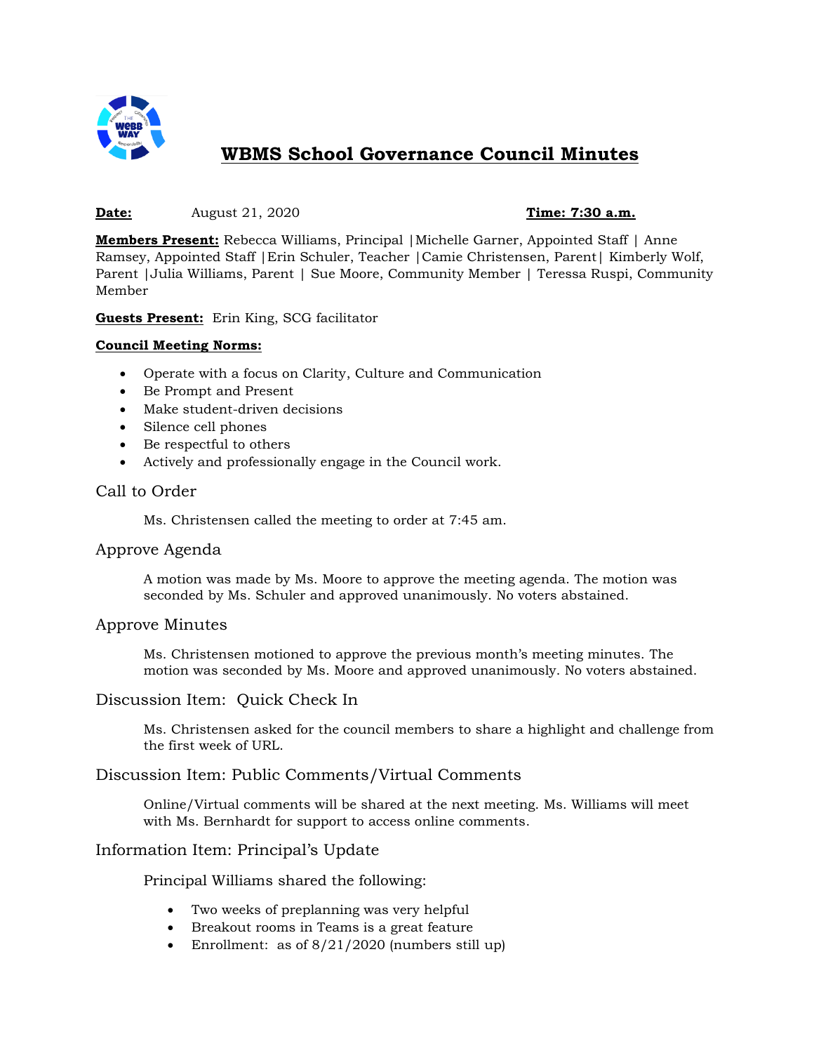# WBMS School Governance Council Minutes

**Date:** August 21, 2020 **Time: 7:30 a.m.**

**Members Present:** Rebecca Williams, Principal |Michelle Garner, Appointed Staff | Anne Ramsey, Appointed Staff |Erin Schuler, Teacher |Camie Christensen, Parent| Kimberly Wolf, Parent |Julia Williams, Parent | Sue Moore, Community Member | Teressa Ruspi, Community Member

**Guests Present:** Erin King, SCG facilitator

**Council Meeting Norms:**

- Operate with a focus on Clarity, Culture and Communication
- Be Prompt and Present
- Make student-driven decisions
- Silence cell phones
- Be respectful to others
- Actively and professionally engage in the Council work.

## Call to Order

Ms. Christensen called the meeting to order at 7:45 am.

## Approve Agenda

A motion was made by Ms. Moore to approve the meeting agenda. The motion was seconded by Ms. Schuler and approved unanimously. No voters abstained.

## Approve Minutes

Ms. Christensen motioned to approve the previous month's meeting minutes. The motion was seconded by Ms. Moore and approved unanimously. No voters abstained.

## Discussion Item: Quick Check In

Ms. Christensen asked for the council members to share a highlight and challenge from the first week of URL.

## Discussion Item: Public Comments/Virtual Comments

Online/Virtual comments will be shared at the next meeting. Ms. Williams will meet with Ms. Bernhardt for support to access online comments.

## Information Item: Principal's Update

Principal Williams shared the following:

- Two weeks of preplanning was very helpful
- Breakout rooms in Teams is a great feature
- Enrollment: as of 8/21/2020 (numbers still up)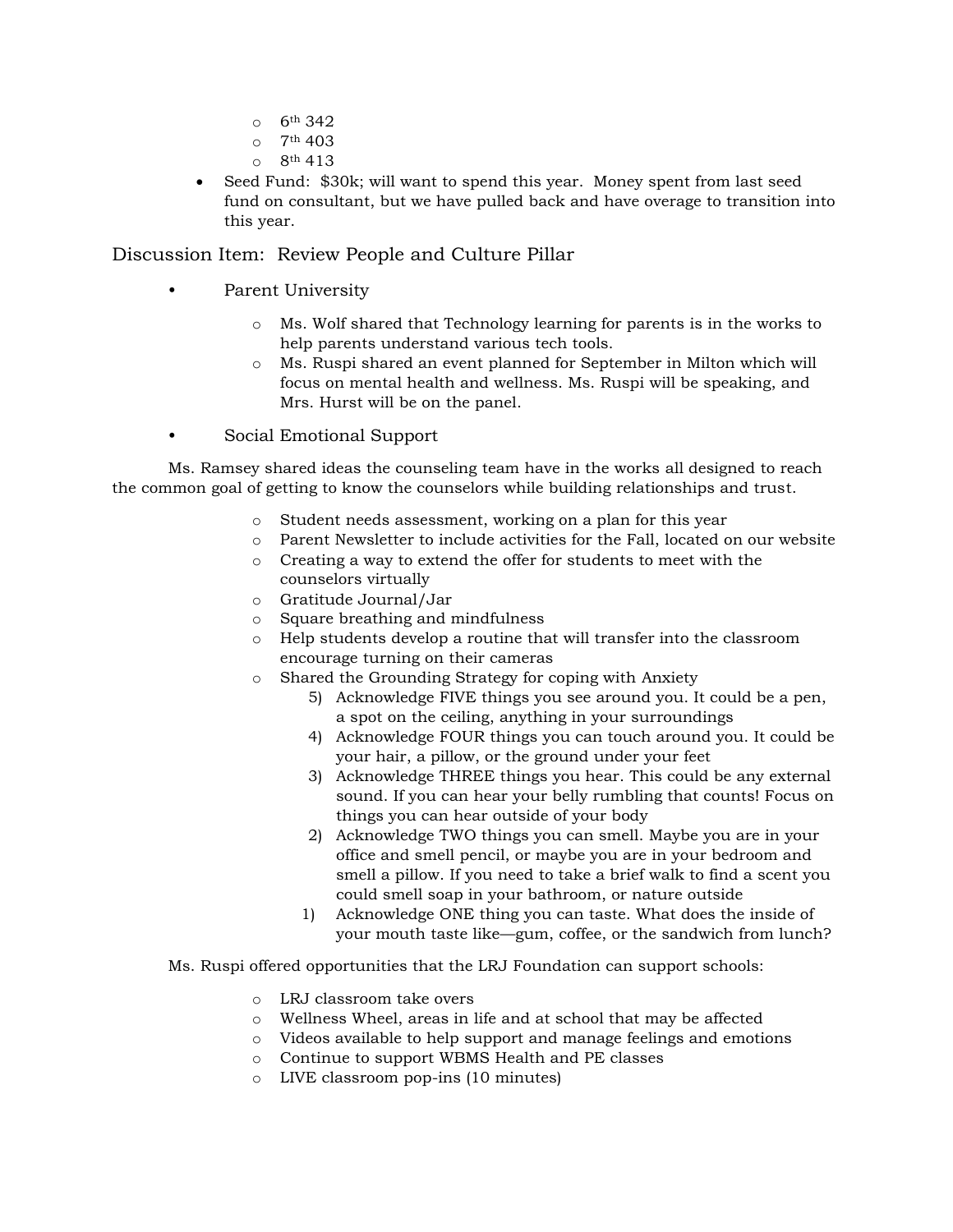- 6th 342
  - 7th 403
  - 8th 413
- Seed Fund: $30k; will want to spend this year. Money spent from last seed fund on consultant, but we have pulled back and have overage to transition into this year.

## Discussion Item: Review People and Culture Pillar

- Parent University
  - Ms. Wolf shared that Technology learning for parents is in the works to help parents understand various tech tools.
  - Ms. Ruspi shared an event planned for September in Milton which will focus on mental health and wellness. Ms. Ruspi will be speaking, and Mrs. Hurst will be on the panel.

- Social Emotional Support

Ms. Ramsey shared ideas the counseling team have in the works all designed to reach the common goal of getting to know the counselors while building relationships and trust.

  - Student needs assessment, working on a plan for this year
  - Parent Newsletter to include activities for the Fall, located on our website
  - Creating a way to extend the offer for students to meet with the counselors virtually
  - Gratitude Journal/Jar
  - Square breathing and mindfulness
  - Help students develop a routine that will transfer into the classroom encourage turning on their cameras
  - Shared the Grounding Strategy for coping with Anxiety
    5) Acknowledge FIVE things you see around you. It could be a pen, a spot on the ceiling, anything in your surroundings
    4) Acknowledge FOUR things you can touch around you. It could be your hair, a pillow, or the ground under your feet
    3) Acknowledge THREE things you hear. This could be any external sound. If you can hear your belly rumbling that counts! Focus on things you can hear outside of your body
    2) Acknowledge TWO things you can smell. Maybe you are in your office and smell pencil, or maybe you are in your bedroom and smell a pillow. If you need to take a brief walk to find a scent you could smell soap in your bathroom, or nature outside
    1) Acknowledge ONE thing you can taste. What does the inside of your mouth taste like—gum, coffee, or the sandwich from lunch?

Ms. Ruspi offered opportunities that the LRJ Foundation can support schools:

  - LRJ classroom take overs
  - Wellness Wheel, areas in life and at school that may be affected
  - Videos available to help support and manage feelings and emotions
  - Continue to support WBMS Health and PE classes
  - LIVE classroom pop-ins (10 minutes)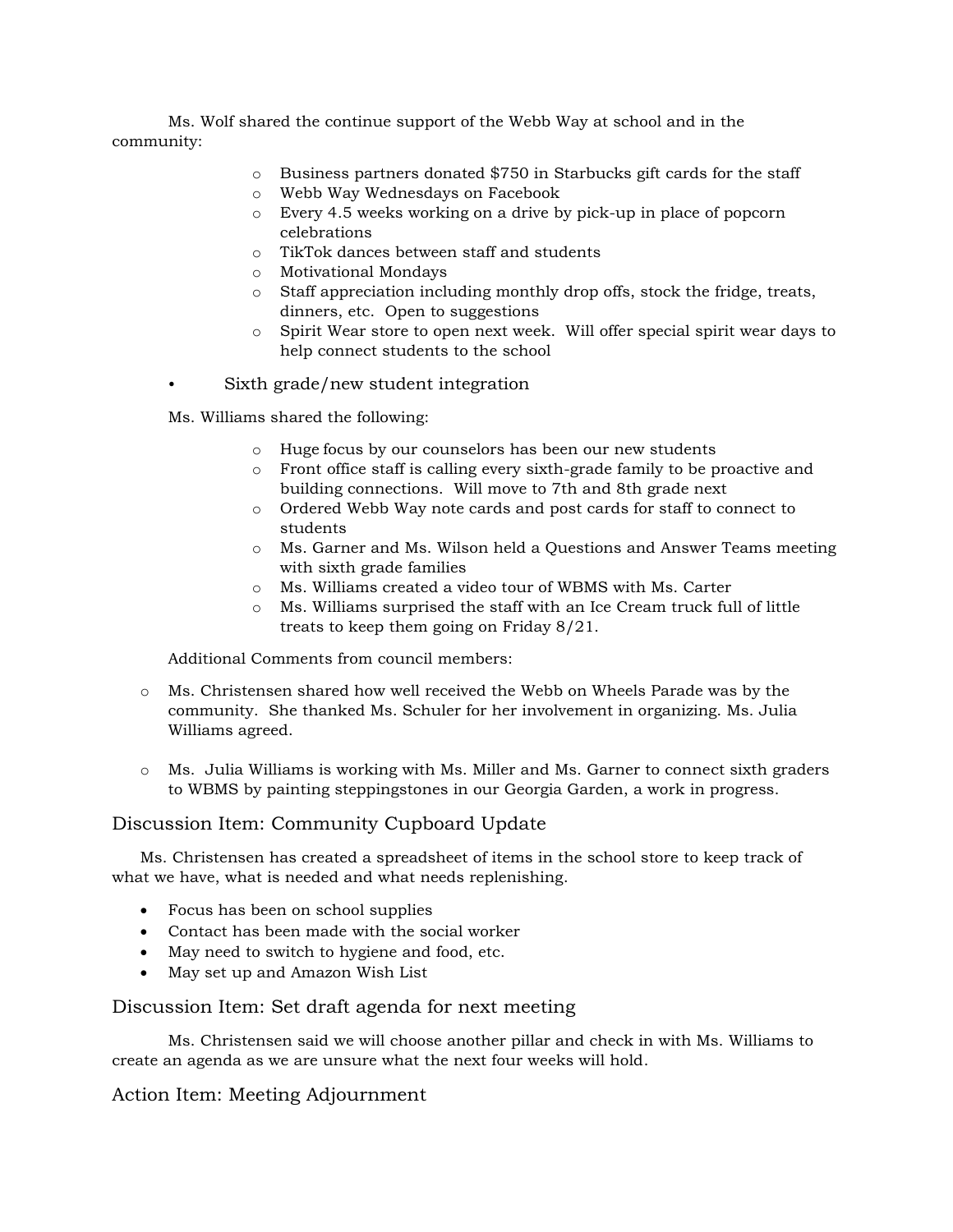Ms. Wolf shared the continue support of the Webb Way at school and in the community:

- Business partners donated $750 in Starbucks gift cards for the staff
- Webb Way Wednesdays on Facebook
- Every 4.5 weeks working on a drive by pick-up in place of popcorn celebrations
- TikTok dances between staff and students
- Motivational Mondays
- Staff appreciation including monthly drop offs, stock the fridge, treats, dinners, etc. Open to suggestions
- Spirit Wear store to open next week. Will offer special spirit wear days to help connect students to the school

- Sixth grade/new student integration

Ms. Williams shared the following:

- Huge focus by our counselors has been our new students
- Front office staff is calling every sixth-grade family to be proactive and building connections. Will move to 7th and 8th grade next
- Ordered Webb Way note cards and post cards for staff to connect to students
- Ms. Garner and Ms. Wilson held a Questions and Answer Teams meeting with sixth grade families
- Ms. Williams created a video tour of WBMS with Ms. Carter
- Ms. Williams surprised the staff with an Ice Cream truck full of little treats to keep them going on Friday 8/21.

Additional Comments from council members:

- Ms. Christensen shared how well received the Webb on Wheels Parade was by the community. She thanked Ms. Schuler for her involvement in organizing. Ms. Julia Williams agreed.

- Ms. Julia Williams is working with Ms. Miller and Ms. Garner to connect sixth graders to WBMS by painting steppingstones in our Georgia Garden, a work in progress.

## Discussion Item: Community Cupboard Update

Ms. Christensen has created a spreadsheet of items in the school store to keep track of what we have, what is needed and what needs replenishing.

- Focus has been on school supplies
- Contact has been made with the social worker
- May need to switch to hygiene and food, etc.
- May set up and Amazon Wish List

## Discussion Item: Set draft agenda for next meeting

Ms. Christensen said we will choose another pillar and check in with Ms. Williams to create an agenda as we are unsure what the next four weeks will hold.

## Action Item: Meeting Adjournment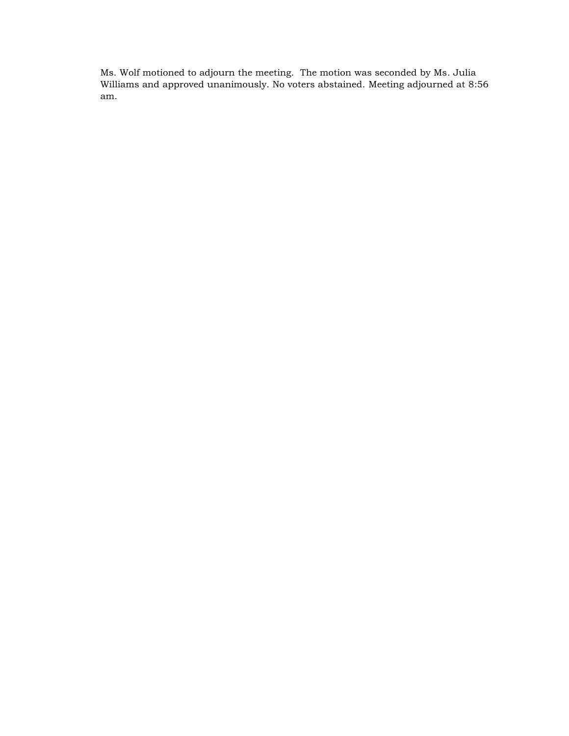Ms. Wolf motioned to adjourn the meeting. The motion was seconded by Ms. Julia Williams and approved unanimously. No voters abstained. Meeting adjourned at 8:56 am.